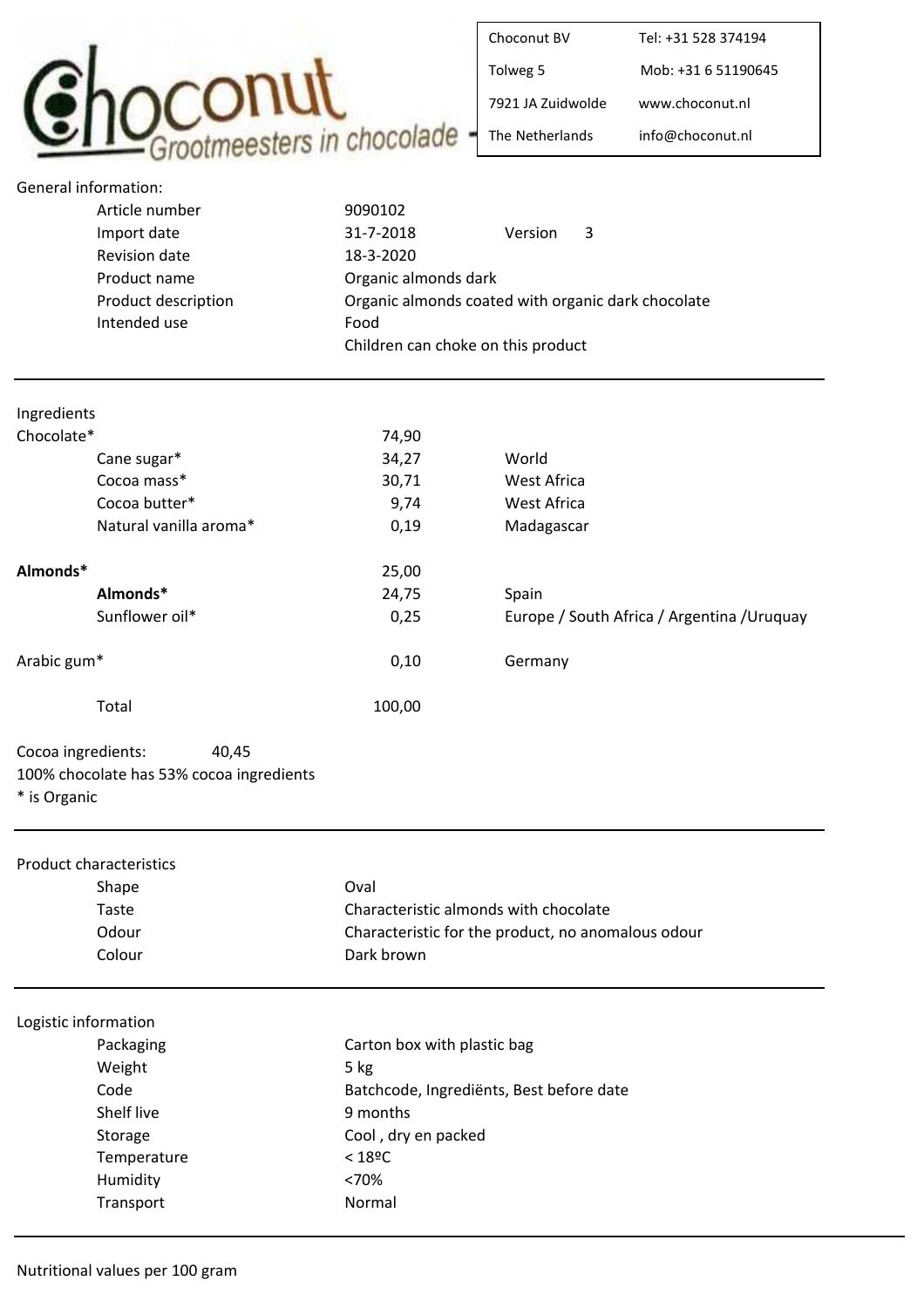Choconut
Grootmeesters in chocolade

| | |
|---|---|
| Choconut BV | Tel: +31 528 374194 |
| Tolweg 5 | Mob: +31 6 51190645 |
| 7921 JA Zuidwolde | www.choconut.nl |
| The Netherlands | info@choconut.nl |

General information:

| | | |
|---|---|---|
| Article number | 9090102 | |
| Import date | 31-7-2018 | Version 3 |
| Revision date | 18-3-2020 | |
| Product name | Organic almonds dark | |
| Product description | Organic almonds coated with organic dark chocolate | |
| Intended use | Food | |
| | Children can choke on this product | |

---

| Ingredients | | |
|---|---|---|
| Chocolate* | 74,90 | |
| Cane sugar* | 34,27 | World |
| Cocoa mass* | 30,71 | West Africa |
| Cocoa butter* | 9,74 | West Africa |
| Natural vanilla aroma* | 0,19 | Madagascar |
| **Almonds*** | 25,00 | |
| **Almonds*** | 24,75 | Spain |
| Sunflower oil* | 0,25 | Europe / South Africa / Argentina /Uruquay |
| Arabic gum* | 0,10 | Germany |
| Total | 100,00 | |

Cocoa ingredients: 40,45
100% chocolate has 53% cocoa ingredients
* is Organic

---

Product characteristics

| | |
|---|---|
| Shape | Oval |
| Taste | Characteristic almonds with chocolate |
| Odour | Characteristic for the product, no anomalous odour |
| Colour | Dark brown |

---

Logistic information

| | |
|---|---|
| Packaging | Carton box with plastic bag |
| Weight | 5 kg |
| Code | Batchcode, Ingrediënts, Best before date |
| Shelf live | 9 months |
| Storage | Cool , dry en packed |
| Temperature | < 18ºC |
| Humidity | <70% |
| Transport | Normal |

---

Nutritional values per 100 gram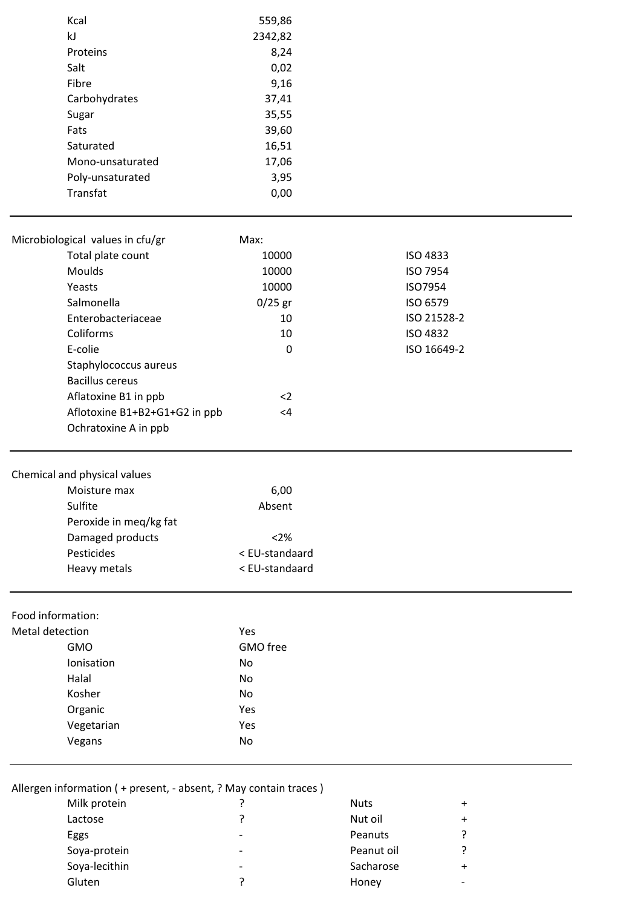| | |
|---|---|
| Kcal | 559,86 |
| kJ | 2342,82 |
| Proteins | 8,24 |
| Salt | 0,02 |
| Fibre | 9,16 |
| Carbohydrates | 37,41 |
| Sugar | 35,55 |
| Fats | 39,60 |
| Saturated | 16,51 |
| Mono-unsaturated | 17,06 |
| Poly-unsaturated | 3,95 |
| Transfat | 0,00 |

---

| Microbiological values in cfu/gr | Max: | |
|---|---|---|
| Total plate count | 10000 | ISO 4833 |
| Moulds | 10000 | ISO 7954 |
| Yeasts | 10000 | ISO7954 |
| Salmonella | 0/25 gr | ISO 6579 |
| Enterobacteriaceae | 10 | ISO 21528-2 |
| Coliforms | 10 | ISO 4832 |
| E-colie | 0 | ISO 16649-2 |
| Staphylococcus aureus | | |
| Bacillus cereus | | |
| Aflatoxine B1 in ppb | <2 | |
| Aflotoxine B1+B2+G1+G2 in ppb | <4 | |
| Ochratoxine A in ppb | | |

---

| Chemical and physical values | |
|---|---|
| Moisture max | 6,00 |
| Sulfite | Absent |
| Peroxide in meq/kg fat | |
| Damaged products | <2% |
| Pesticides | < EU-standaard |
| Heavy metals | < EU-standaard |

---

| Food information: | |
|---|---|
| Metal detection | Yes |
| GMO | GMO free |
| Ionisation | No |
| Halal | No |
| Kosher | No |
| Organic | Yes |
| Vegetarian | Yes |
| Vegans | No |

---

Allergen information ( + present, - absent, ? May contain traces )

| | | | |
|---|---|---|---|
| Milk protein | ? | Nuts | + |
| Lactose | ? | Nut oil | + |
| Eggs | - | Peanuts | ? |
| Soya-protein | - | Peanut oil | ? |
| Soya-lecithin | - | Sacharose | + |
| Gluten | ? | Honey | - |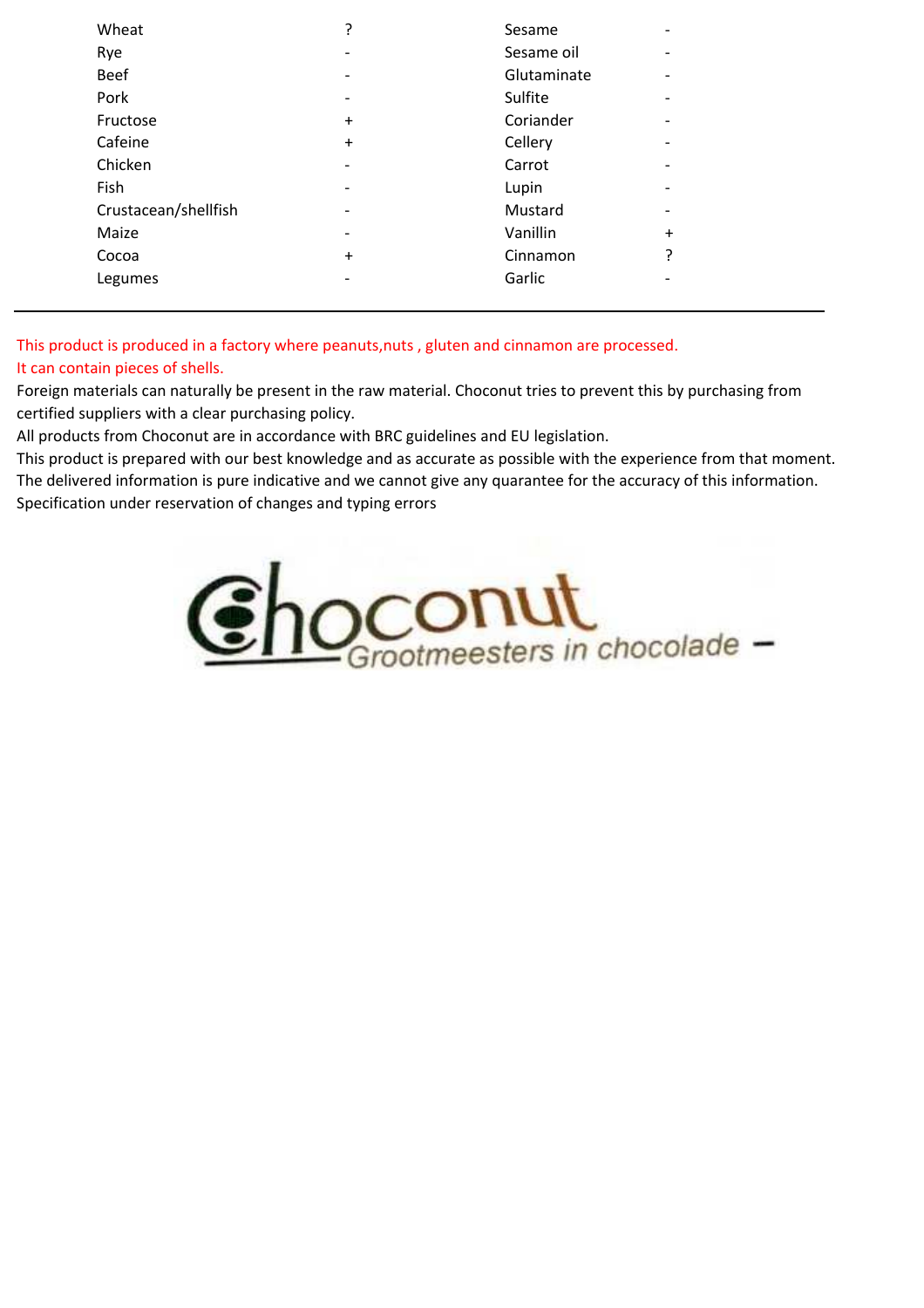| | | | |
|---|---|---|---|
| Wheat | ? | Sesame | - |
| Rye | - | Sesame oil | - |
| Beef | - | Glutaminate | - |
| Pork | - | Sulfite | - |
| Fructose | + | Coriander | - |
| Cafeine | + | Cellery | - |
| Chicken | - | Carrot | - |
| Fish | - | Lupin | - |
| Crustacean/shellfish | - | Mustard | - |
| Maize | - | Vanillin | + |
| Cocoa | + | Cinnamon | ? |
| Legumes | - | Garlic | - |

This product is produced in a factory where peanuts,nuts , gluten and cinnamon are processed.
It can contain pieces of shells.

Foreign materials can naturally be present in the raw material. Choconut tries to prevent this by purchasing from certified suppliers with a clear purchasing policy.
All products from Choconut are in accordance with BRC guidelines and EU legislation.
This product is prepared with our best knowledge and as accurate as possible with the experience from that moment.
The delivered information is pure indicative and we cannot give any quarantee for the accuracy of this information.
Specification under reservation of changes and typing errors

Choconut Grootmeesters in chocolade –